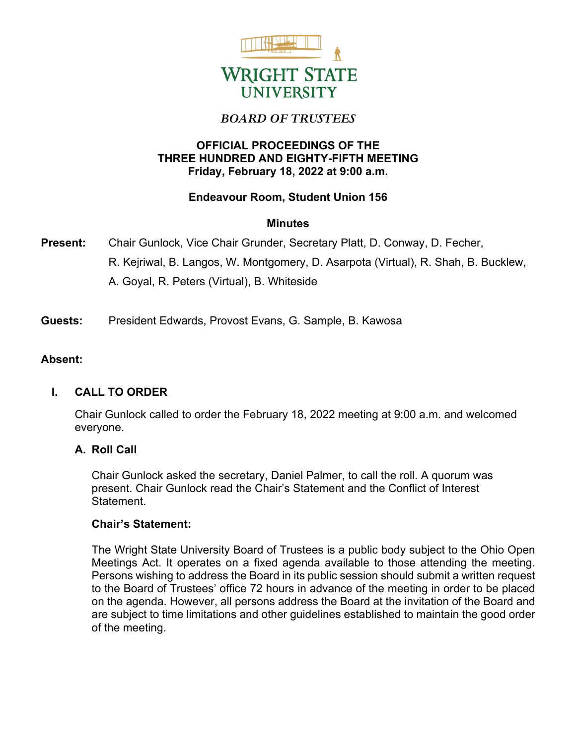# WRIGHT STATE UNIVERSITY

## *BOARD OF TRUSTEES*

**OFFICIAL PROCEEDINGS OF THE THREE HUNDRED AND EIGHTY-FIFTH MEETING**
**Friday, February 18, 2022 at 9:00 a.m.**

**Endeavour Room, Student Union 156**

**Minutes**

**Present:** Chair Gunlock, Vice Chair Grunder, Secretary Platt, D. Conway, D. Fecher, R. Kejriwal, B. Langos, W. Montgomery, D. Asarpota (Virtual), R. Shah, B. Bucklew, A. Goyal, R. Peters (Virtual), B. Whiteside

**Guests:** President Edwards, Provost Evans, G. Sample, B. Kawosa

**Absent:**

## I. CALL TO ORDER

Chair Gunlock called to order the February 18, 2022 meeting at 9:00 a.m. and welcomed everyone.

### A. Roll Call

Chair Gunlock asked the secretary, Daniel Palmer, to call the roll. A quorum was present. Chair Gunlock read the Chair's Statement and the Conflict of Interest Statement.

**Chair's Statement:**

The Wright State University Board of Trustees is a public body subject to the Ohio Open Meetings Act. It operates on a fixed agenda available to those attending the meeting. Persons wishing to address the Board in its public session should submit a written request to the Board of Trustees' office 72 hours in advance of the meeting in order to be placed on the agenda. However, all persons address the Board at the invitation of the Board and are subject to time limitations and other guidelines established to maintain the good order of the meeting.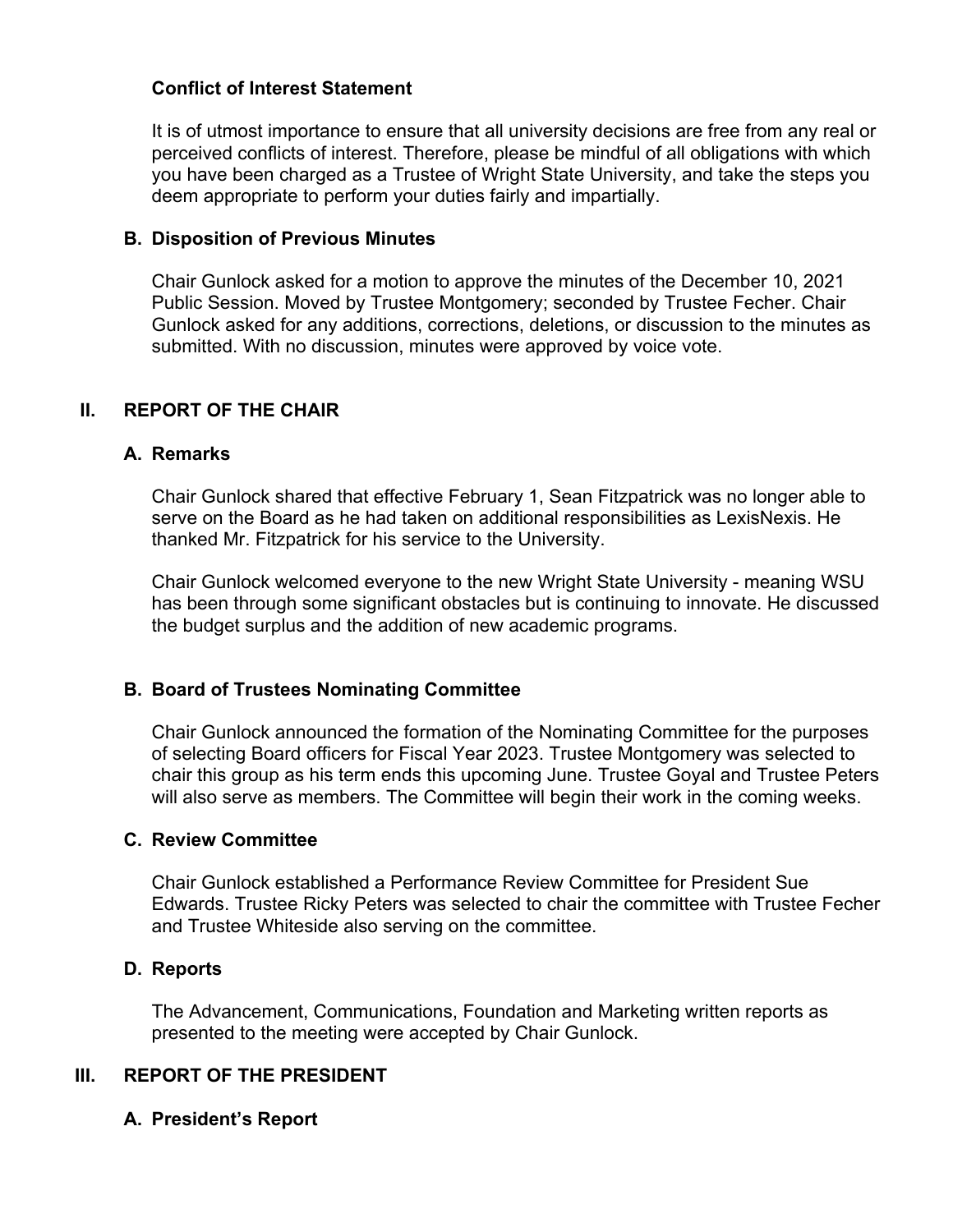### Conflict of Interest Statement

It is of utmost importance to ensure that all university decisions are free from any real or perceived conflicts of interest. Therefore, please be mindful of all obligations with which you have been charged as a Trustee of Wright State University, and take the steps you deem appropriate to perform your duties fairly and impartially.

### B. Disposition of Previous Minutes

Chair Gunlock asked for a motion to approve the minutes of the December 10, 2021 Public Session. Moved by Trustee Montgomery; seconded by Trustee Fecher. Chair Gunlock asked for any additions, corrections, deletions, or discussion to the minutes as submitted. With no discussion, minutes were approved by voice vote.

## II. REPORT OF THE CHAIR

### A. Remarks

Chair Gunlock shared that effective February 1, Sean Fitzpatrick was no longer able to serve on the Board as he had taken on additional responsibilities as LexisNexis. He thanked Mr. Fitzpatrick for his service to the University.

Chair Gunlock welcomed everyone to the new Wright State University - meaning WSU has been through some significant obstacles but is continuing to innovate. He discussed the budget surplus and the addition of new academic programs.

### B. Board of Trustees Nominating Committee

Chair Gunlock announced the formation of the Nominating Committee for the purposes of selecting Board officers for Fiscal Year 2023. Trustee Montgomery was selected to chair this group as his term ends this upcoming June. Trustee Goyal and Trustee Peters will also serve as members. The Committee will begin their work in the coming weeks.

### C. Review Committee

Chair Gunlock established a Performance Review Committee for President Sue Edwards. Trustee Ricky Peters was selected to chair the committee with Trustee Fecher and Trustee Whiteside also serving on the committee.

### D. Reports

The Advancement, Communications, Foundation and Marketing written reports as presented to the meeting were accepted by Chair Gunlock.

## III. REPORT OF THE PRESIDENT

### A. President's Report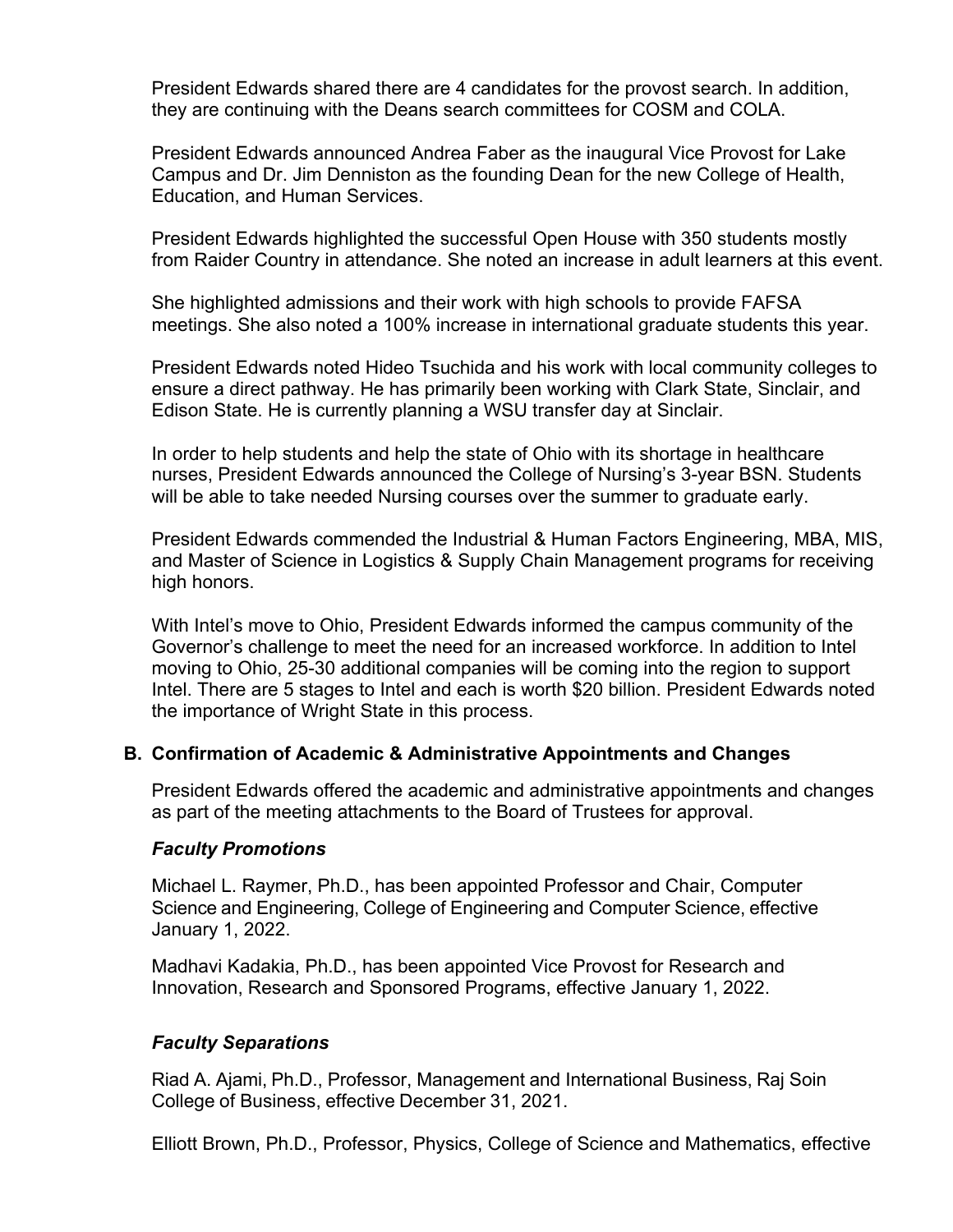President Edwards shared there are 4 candidates for the provost search. In addition, they are continuing with the Deans search committees for COSM and COLA.

President Edwards announced Andrea Faber as the inaugural Vice Provost for Lake Campus and Dr. Jim Denniston as the founding Dean for the new College of Health, Education, and Human Services.

President Edwards highlighted the successful Open House with 350 students mostly from Raider Country in attendance. She noted an increase in adult learners at this event.

She highlighted admissions and their work with high schools to provide FAFSA meetings. She also noted a 100% increase in international graduate students this year.

President Edwards noted Hideo Tsuchida and his work with local community colleges to ensure a direct pathway. He has primarily been working with Clark State, Sinclair, and Edison State. He is currently planning a WSU transfer day at Sinclair.

In order to help students and help the state of Ohio with its shortage in healthcare nurses, President Edwards announced the College of Nursing's 3-year BSN. Students will be able to take needed Nursing courses over the summer to graduate early.

President Edwards commended the Industrial & Human Factors Engineering, MBA, MIS, and Master of Science in Logistics & Supply Chain Management programs for receiving high honors.

With Intel's move to Ohio, President Edwards informed the campus community of the Governor's challenge to meet the need for an increased workforce. In addition to Intel moving to Ohio, 25-30 additional companies will be coming into the region to support Intel. There are 5 stages to Intel and each is worth $20 billion. President Edwards noted the importance of Wright State in this process.

### B. Confirmation of Academic & Administrative Appointments and Changes

President Edwards offered the academic and administrative appointments and changes as part of the meeting attachments to the Board of Trustees for approval.

#### *Faculty Promotions*

Michael L. Raymer, Ph.D., has been appointed Professor and Chair, Computer Science and Engineering, College of Engineering and Computer Science, effective January 1, 2022.

Madhavi Kadakia, Ph.D., has been appointed Vice Provost for Research and Innovation, Research and Sponsored Programs, effective January 1, 2022.

#### *Faculty Separations*

Riad A. Ajami, Ph.D., Professor, Management and International Business, Raj Soin College of Business, effective December 31, 2021.

Elliott Brown, Ph.D., Professor, Physics, College of Science and Mathematics, effective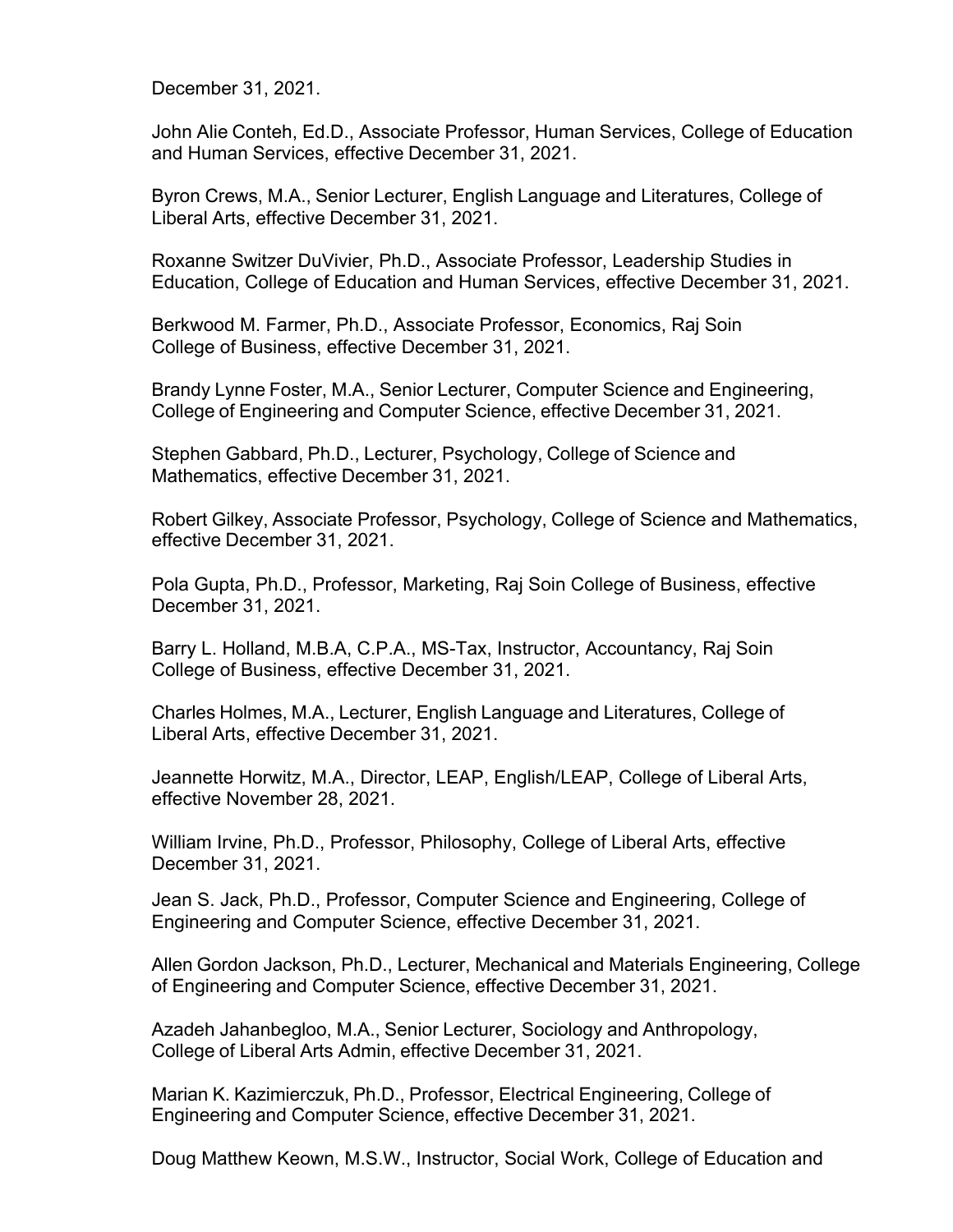December 31, 2021.

John Alie Conteh, Ed.D., Associate Professor, Human Services, College of Education and Human Services, effective December 31, 2021.

Byron Crews, M.A., Senior Lecturer, English Language and Literatures, College of Liberal Arts, effective December 31, 2021.

Roxanne Switzer DuVivier, Ph.D., Associate Professor, Leadership Studies in Education, College of Education and Human Services, effective December 31, 2021.

Berkwood M. Farmer, Ph.D., Associate Professor, Economics, Raj Soin College of Business, effective December 31, 2021.

Brandy Lynne Foster, M.A., Senior Lecturer, Computer Science and Engineering, College of Engineering and Computer Science, effective December 31, 2021.

Stephen Gabbard, Ph.D., Lecturer, Psychology, College of Science and Mathematics, effective December 31, 2021.

Robert Gilkey, Associate Professor, Psychology, College of Science and Mathematics, effective December 31, 2021.

Pola Gupta, Ph.D., Professor, Marketing, Raj Soin College of Business, effective December 31, 2021.

Barry L. Holland, M.B.A, C.P.A., MS-Tax, Instructor, Accountancy, Raj Soin College of Business, effective December 31, 2021.

Charles Holmes, M.A., Lecturer, English Language and Literatures, College of Liberal Arts, effective December 31, 2021.

Jeannette Horwitz, M.A., Director, LEAP, English/LEAP, College of Liberal Arts, effective November 28, 2021.

William Irvine, Ph.D., Professor, Philosophy, College of Liberal Arts, effective December 31, 2021.

Jean S. Jack, Ph.D., Professor, Computer Science and Engineering, College of Engineering and Computer Science, effective December 31, 2021.

Allen Gordon Jackson, Ph.D., Lecturer, Mechanical and Materials Engineering, College of Engineering and Computer Science, effective December 31, 2021.

Azadeh Jahanbegloo, M.A., Senior Lecturer, Sociology and Anthropology, College of Liberal Arts Admin, effective December 31, 2021.

Marian K. Kazimierczuk, Ph.D., Professor, Electrical Engineering, College of Engineering and Computer Science, effective December 31, 2021.

Doug Matthew Keown, M.S.W., Instructor, Social Work, College of Education and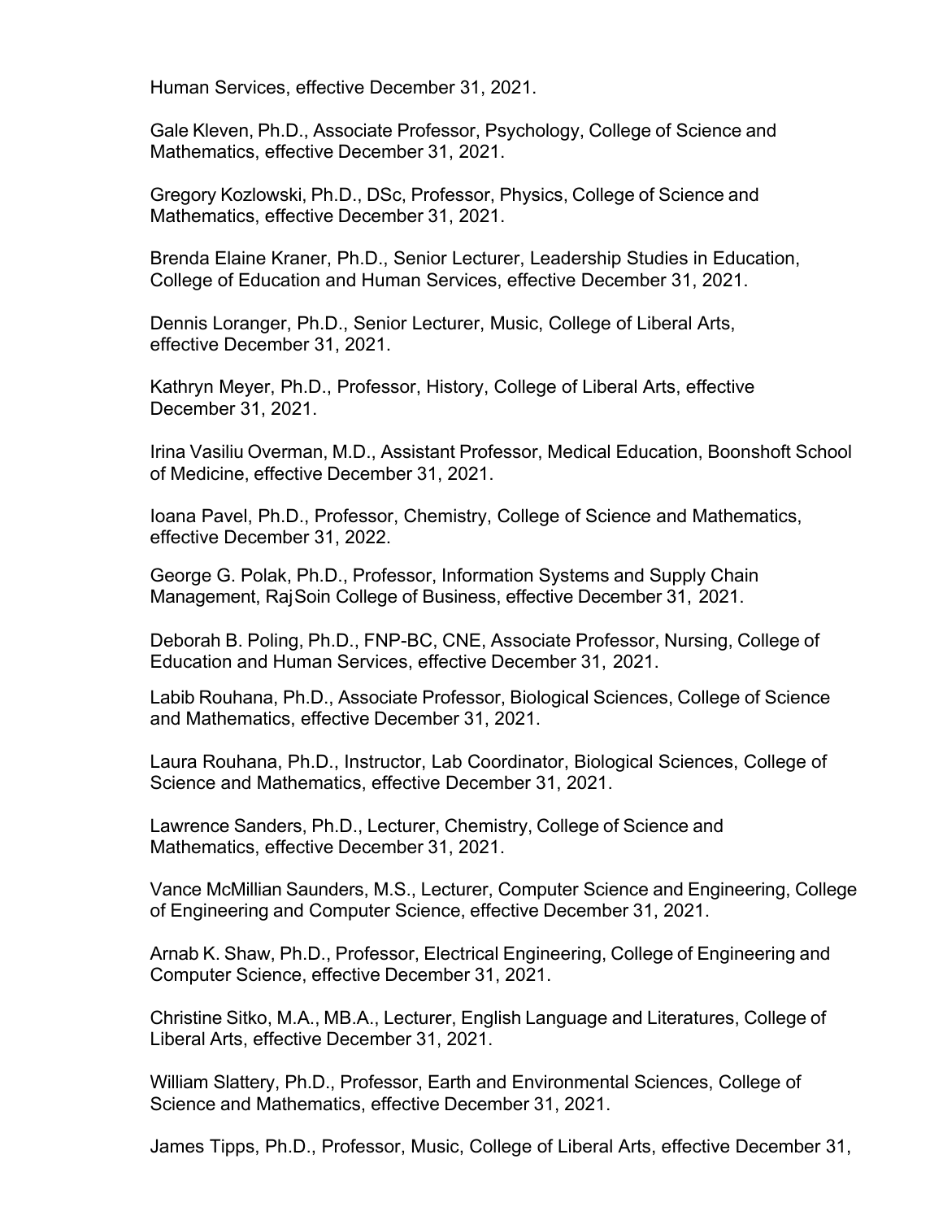Human Services, effective December 31, 2021.

Gale Kleven, Ph.D., Associate Professor, Psychology, College of Science and Mathematics, effective December 31, 2021.

Gregory Kozlowski, Ph.D., DSc, Professor, Physics, College of Science and Mathematics, effective December 31, 2021.

Brenda Elaine Kraner, Ph.D., Senior Lecturer, Leadership Studies in Education, College of Education and Human Services, effective December 31, 2021.

Dennis Loranger, Ph.D., Senior Lecturer, Music, College of Liberal Arts, effective December 31, 2021.

Kathryn Meyer, Ph.D., Professor, History, College of Liberal Arts, effective December 31, 2021.

Irina Vasiliu Overman, M.D., Assistant Professor, Medical Education, Boonshoft School of Medicine, effective December 31, 2021.

Ioana Pavel, Ph.D., Professor, Chemistry, College of Science and Mathematics, effective December 31, 2022.

George G. Polak, Ph.D., Professor, Information Systems and Supply Chain Management, Raj Soin College of Business, effective December 31, 2021.

Deborah B. Poling, Ph.D., FNP-BC, CNE, Associate Professor, Nursing, College of Education and Human Services, effective December 31, 2021.

Labib Rouhana, Ph.D., Associate Professor, Biological Sciences, College of Science and Mathematics, effective December 31, 2021.

Laura Rouhana, Ph.D., Instructor, Lab Coordinator, Biological Sciences, College of Science and Mathematics, effective December 31, 2021.

Lawrence Sanders, Ph.D., Lecturer, Chemistry, College of Science and Mathematics, effective December 31, 2021.

Vance McMillian Saunders, M.S., Lecturer, Computer Science and Engineering, College of Engineering and Computer Science, effective December 31, 2021.

Arnab K. Shaw, Ph.D., Professor, Electrical Engineering, College of Engineering and Computer Science, effective December 31, 2021.

Christine Sitko, M.A., MB.A., Lecturer, English Language and Literatures, College of Liberal Arts, effective December 31, 2021.

William Slattery, Ph.D., Professor, Earth and Environmental Sciences, College of Science and Mathematics, effective December 31, 2021.

James Tipps, Ph.D., Professor, Music, College of Liberal Arts, effective December 31,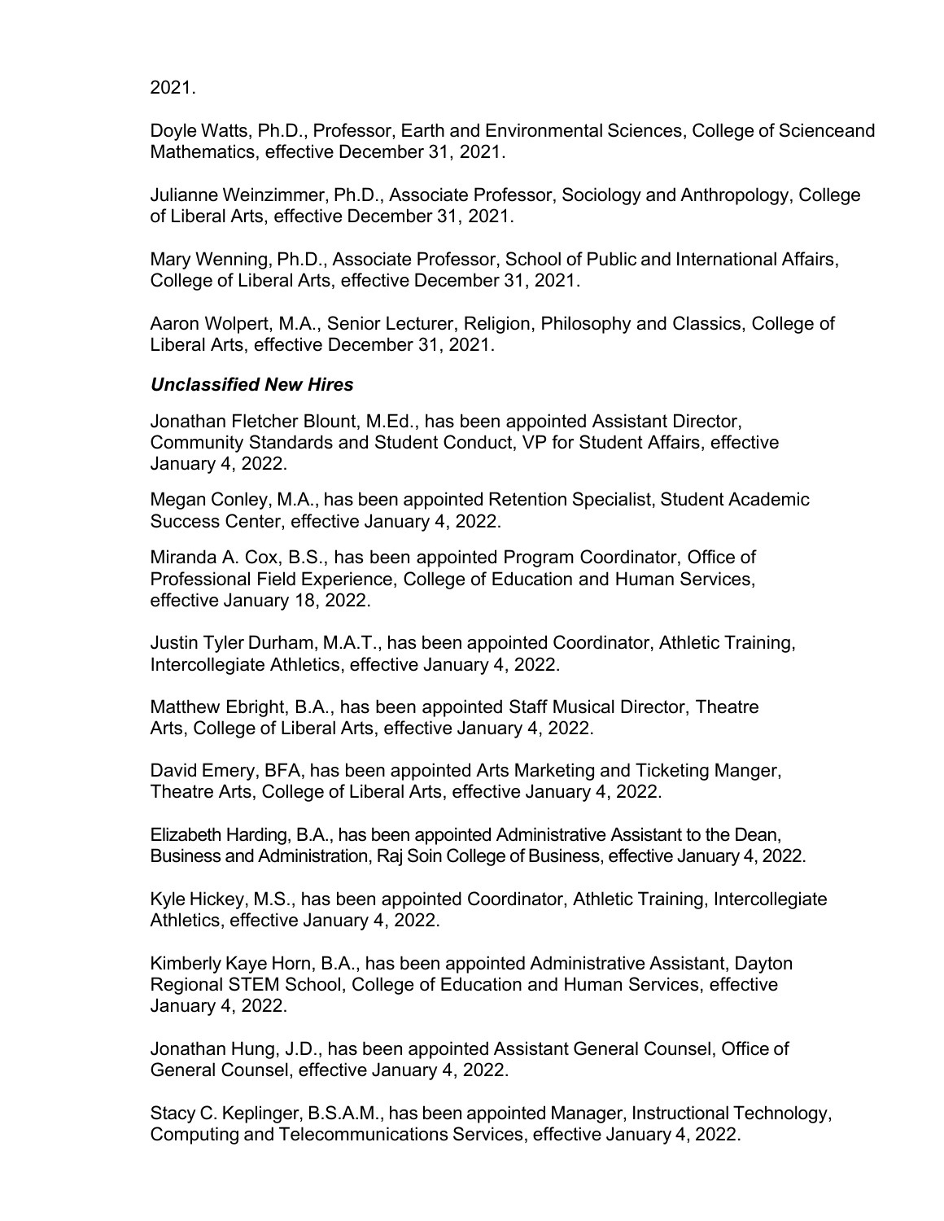2021.

Doyle Watts, Ph.D., Professor, Earth and Environmental Sciences, College of Scienceand Mathematics, effective December 31, 2021.

Julianne Weinzimmer, Ph.D., Associate Professor, Sociology and Anthropology, College of Liberal Arts, effective December 31, 2021.

Mary Wenning, Ph.D., Associate Professor, School of Public and International Affairs, College of Liberal Arts, effective December 31, 2021.

Aaron Wolpert, M.A., Senior Lecturer, Religion, Philosophy and Classics, College of Liberal Arts, effective December 31, 2021.

***Unclassified New Hires***

Jonathan Fletcher Blount, M.Ed., has been appointed Assistant Director, Community Standards and Student Conduct, VP for Student Affairs, effective January 4, 2022.

Megan Conley, M.A., has been appointed Retention Specialist, Student Academic Success Center, effective January 4, 2022.

Miranda A. Cox, B.S., has been appointed Program Coordinator, Office of Professional Field Experience, College of Education and Human Services, effective January 18, 2022.

Justin Tyler Durham, M.A.T., has been appointed Coordinator, Athletic Training, Intercollegiate Athletics, effective January 4, 2022.

Matthew Ebright, B.A., has been appointed Staff Musical Director, Theatre Arts, College of Liberal Arts, effective January 4, 2022.

David Emery, BFA, has been appointed Arts Marketing and Ticketing Manger, Theatre Arts, College of Liberal Arts, effective January 4, 2022.

Elizabeth Harding, B.A., has been appointed Administrative Assistant to the Dean, Business and Administration, Raj Soin College of Business, effective January 4, 2022.

Kyle Hickey, M.S., has been appointed Coordinator, Athletic Training, Intercollegiate Athletics, effective January 4, 2022.

Kimberly Kaye Horn, B.A., has been appointed Administrative Assistant, Dayton Regional STEM School, College of Education and Human Services, effective January 4, 2022.

Jonathan Hung, J.D., has been appointed Assistant General Counsel, Office of General Counsel, effective January 4, 2022.

Stacy C. Keplinger, B.S.A.M., has been appointed Manager, Instructional Technology, Computing and Telecommunications Services, effective January 4, 2022.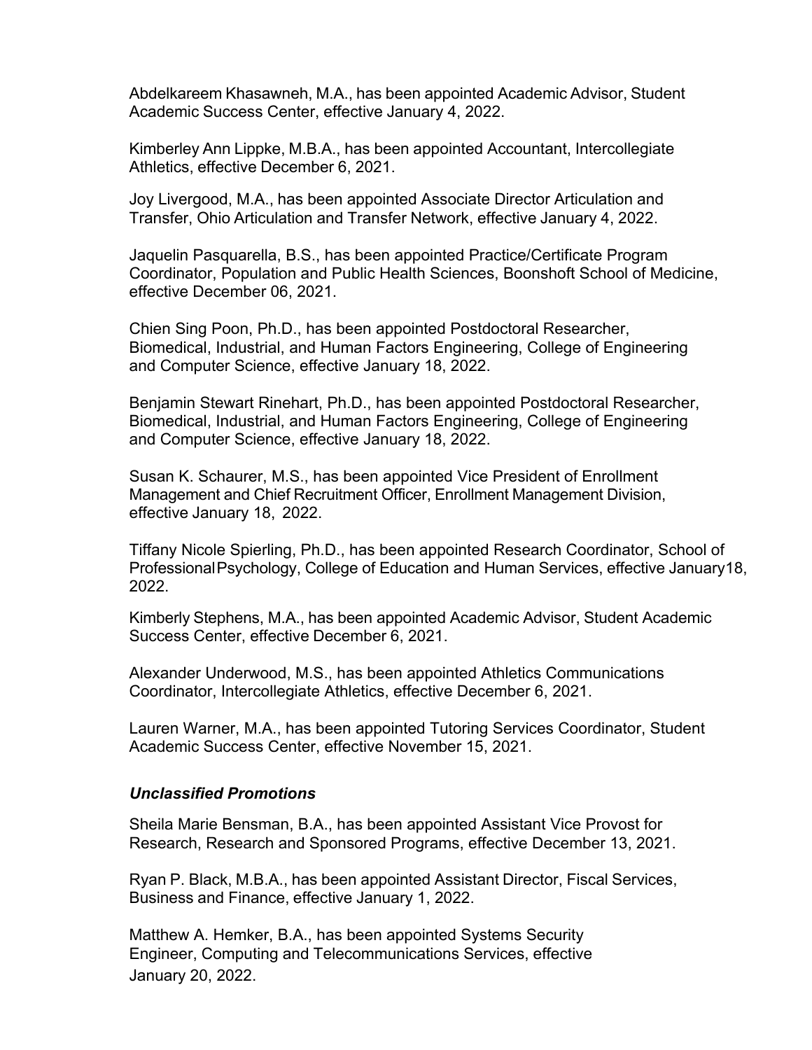Abdelkareem Khasawneh, M.A., has been appointed Academic Advisor, Student Academic Success Center, effective January 4, 2022.

Kimberley Ann Lippke, M.B.A., has been appointed Accountant, Intercollegiate Athletics, effective December 6, 2021.

Joy Livergood, M.A., has been appointed Associate Director Articulation and Transfer, Ohio Articulation and Transfer Network, effective January 4, 2022.

Jaquelin Pasquarella, B.S., has been appointed Practice/Certificate Program Coordinator, Population and Public Health Sciences, Boonshoft School of Medicine, effective December 06, 2021.

Chien Sing Poon, Ph.D., has been appointed Postdoctoral Researcher, Biomedical, Industrial, and Human Factors Engineering, College of Engineering and Computer Science, effective January 18, 2022.

Benjamin Stewart Rinehart, Ph.D., has been appointed Postdoctoral Researcher, Biomedical, Industrial, and Human Factors Engineering, College of Engineering and Computer Science, effective January 18, 2022.

Susan K. Schaurer, M.S., has been appointed Vice President of Enrollment Management and Chief Recruitment Officer, Enrollment Management Division, effective January 18, 2022.

Tiffany Nicole Spierling, Ph.D., has been appointed Research Coordinator, School of Professional Psychology, College of Education and Human Services, effective January18, 2022.

Kimberly Stephens, M.A., has been appointed Academic Advisor, Student Academic Success Center, effective December 6, 2021.

Alexander Underwood, M.S., has been appointed Athletics Communications Coordinator, Intercollegiate Athletics, effective December 6, 2021.

Lauren Warner, M.A., has been appointed Tutoring Services Coordinator, Student Academic Success Center, effective November 15, 2021.

### *Unclassified Promotions*

Sheila Marie Bensman, B.A., has been appointed Assistant Vice Provost for Research, Research and Sponsored Programs, effective December 13, 2021.

Ryan P. Black, M.B.A., has been appointed Assistant Director, Fiscal Services, Business and Finance, effective January 1, 2022.

Matthew A. Hemker, B.A., has been appointed Systems Security Engineer, Computing and Telecommunications Services, effective January 20, 2022.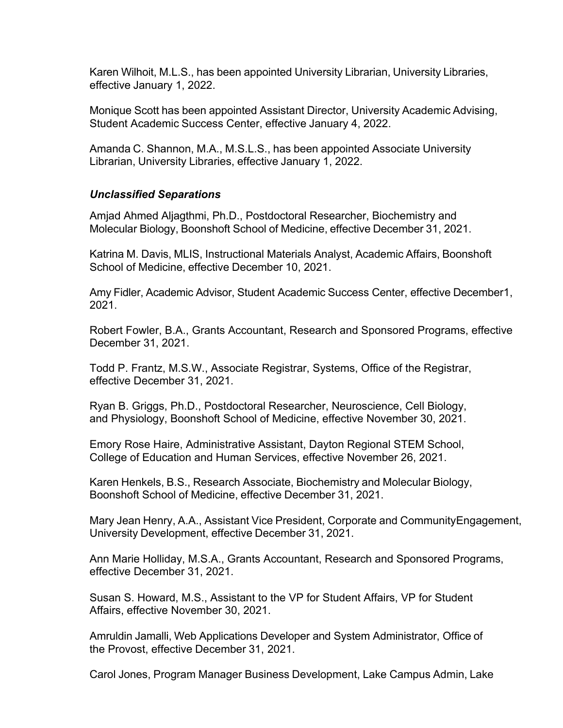Karen Wilhoit, M.L.S., has been appointed University Librarian, University Libraries, effective January 1, 2022.

Monique Scott has been appointed Assistant Director, University Academic Advising, Student Academic Success Center, effective January 4, 2022.

Amanda C. Shannon, M.A., M.S.L.S., has been appointed Associate University Librarian, University Libraries, effective January 1, 2022.

***Unclassified Separations***

Amjad Ahmed Aljagthmi, Ph.D., Postdoctoral Researcher, Biochemistry and Molecular Biology, Boonshoft School of Medicine, effective December 31, 2021.

Katrina M. Davis, MLIS, Instructional Materials Analyst, Academic Affairs, Boonshoft School of Medicine, effective December 10, 2021.

Amy Fidler, Academic Advisor, Student Academic Success Center, effective December1, 2021.

Robert Fowler, B.A., Grants Accountant, Research and Sponsored Programs, effective December 31, 2021.

Todd P. Frantz, M.S.W., Associate Registrar, Systems, Office of the Registrar, effective December 31, 2021.

Ryan B. Griggs, Ph.D., Postdoctoral Researcher, Neuroscience, Cell Biology, and Physiology, Boonshoft School of Medicine, effective November 30, 2021.

Emory Rose Haire, Administrative Assistant, Dayton Regional STEM School, College of Education and Human Services, effective November 26, 2021.

Karen Henkels, B.S., Research Associate, Biochemistry and Molecular Biology, Boonshoft School of Medicine, effective December 31, 2021.

Mary Jean Henry, A.A., Assistant Vice President, Corporate and CommunityEngagement, University Development, effective December 31, 2021.

Ann Marie Holliday, M.S.A., Grants Accountant, Research and Sponsored Programs, effective December 31, 2021.

Susan S. Howard, M.S., Assistant to the VP for Student Affairs, VP for Student Affairs, effective November 30, 2021.

Amruldin Jamalli, Web Applications Developer and System Administrator, Office of the Provost, effective December 31, 2021.

Carol Jones, Program Manager Business Development, Lake Campus Admin, Lake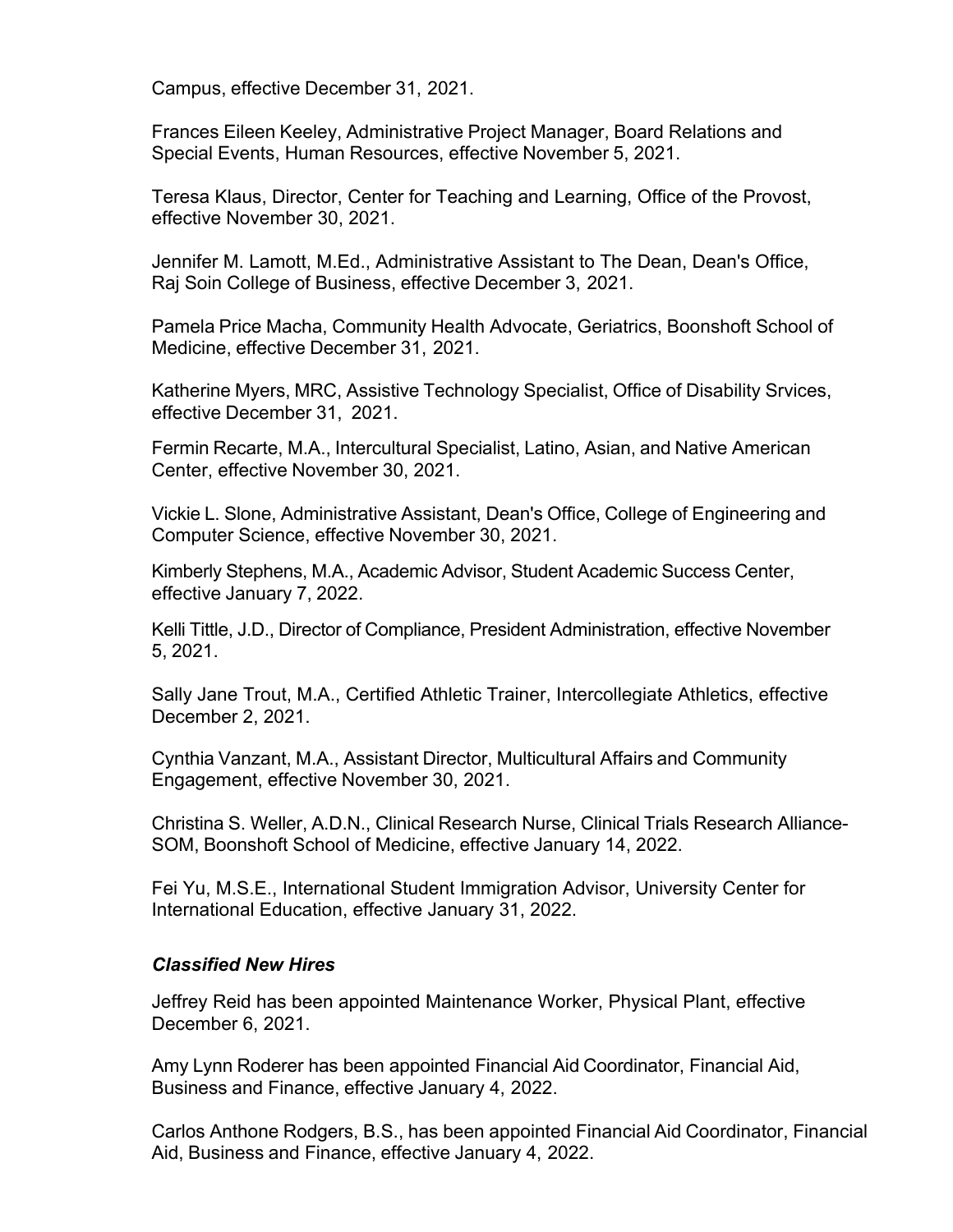Campus, effective December 31, 2021.

Frances Eileen Keeley, Administrative Project Manager, Board Relations and Special Events, Human Resources, effective November 5, 2021.

Teresa Klaus, Director, Center for Teaching and Learning, Office of the Provost, effective November 30, 2021.

Jennifer M. Lamott, M.Ed., Administrative Assistant to The Dean, Dean's Office, Raj Soin College of Business, effective December 3, 2021.

Pamela Price Macha, Community Health Advocate, Geriatrics, Boonshoft School of Medicine, effective December 31, 2021.

Katherine Myers, MRC, Assistive Technology Specialist, Office of Disability Srvices, effective December 31, 2021.

Fermin Recarte, M.A., Intercultural Specialist, Latino, Asian, and Native American Center, effective November 30, 2021.

Vickie L. Slone, Administrative Assistant, Dean's Office, College of Engineering and Computer Science, effective November 30, 2021.

Kimberly Stephens, M.A., Academic Advisor, Student Academic Success Center, effective January 7, 2022.

Kelli Tittle, J.D., Director of Compliance, President Administration, effective November 5, 2021.

Sally Jane Trout, M.A., Certified Athletic Trainer, Intercollegiate Athletics, effective December 2, 2021.

Cynthia Vanzant, M.A., Assistant Director, Multicultural Affairs and Community Engagement, effective November 30, 2021.

Christina S. Weller, A.D.N., Clinical Research Nurse, Clinical Trials Research Alliance-SOM, Boonshoft School of Medicine, effective January 14, 2022.

Fei Yu, M.S.E., International Student Immigration Advisor, University Center for International Education, effective January 31, 2022.

### *Classified New Hires*

Jeffrey Reid has been appointed Maintenance Worker, Physical Plant, effective December 6, 2021.

Amy Lynn Roderer has been appointed Financial Aid Coordinator, Financial Aid, Business and Finance, effective January 4, 2022.

Carlos Anthone Rodgers, B.S., has been appointed Financial Aid Coordinator, Financial Aid, Business and Finance, effective January 4, 2022.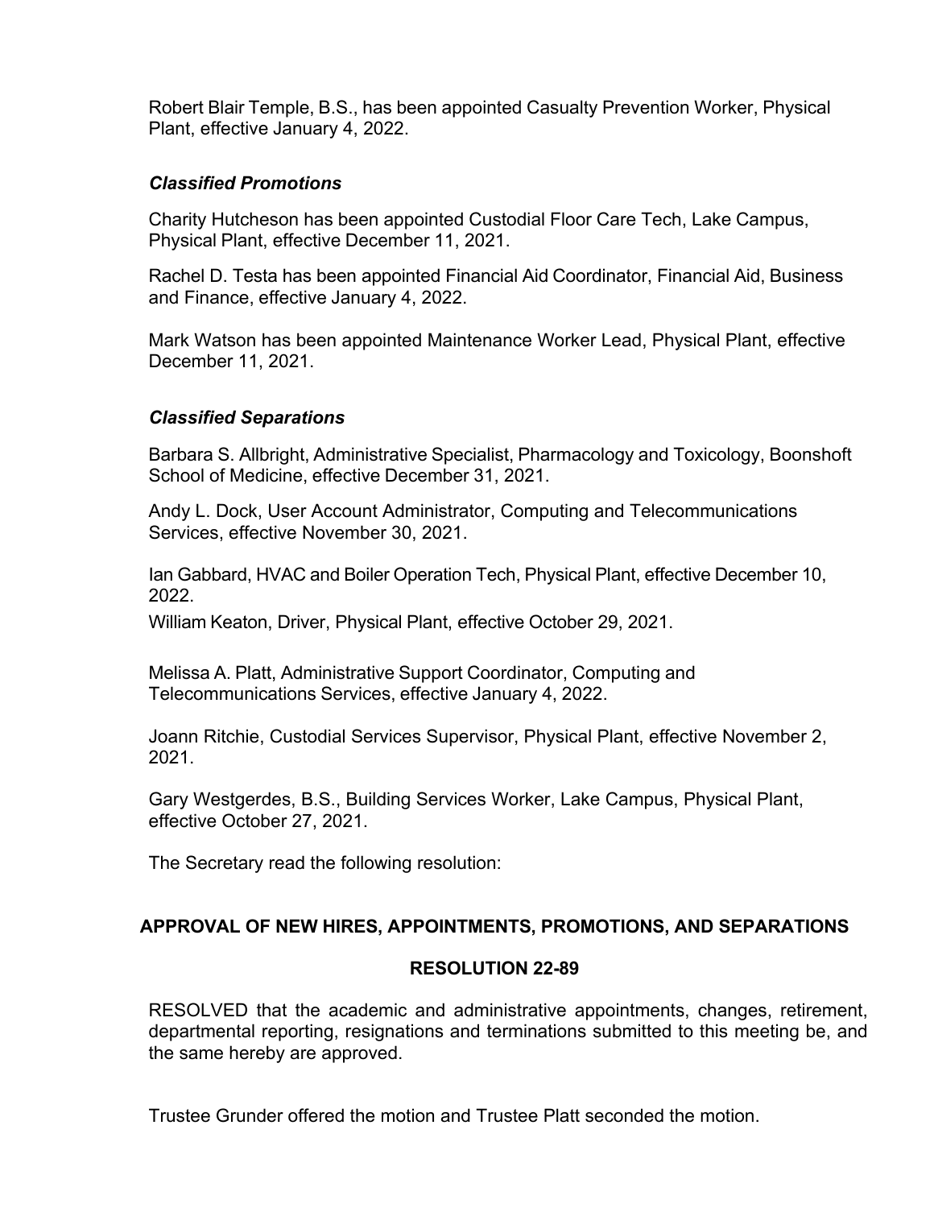Robert Blair Temple, B.S., has been appointed Casualty Prevention Worker, Physical Plant, effective January 4, 2022.

### *Classified Promotions*

Charity Hutcheson has been appointed Custodial Floor Care Tech, Lake Campus, Physical Plant, effective December 11, 2021.

Rachel D. Testa has been appointed Financial Aid Coordinator, Financial Aid, Business and Finance, effective January 4, 2022.

Mark Watson has been appointed Maintenance Worker Lead, Physical Plant, effective December 11, 2021.

### *Classified Separations*

Barbara S. Allbright, Administrative Specialist, Pharmacology and Toxicology, Boonshoft School of Medicine, effective December 31, 2021.

Andy L. Dock, User Account Administrator, Computing and Telecommunications Services, effective November 30, 2021.

Ian Gabbard, HVAC and Boiler Operation Tech, Physical Plant, effective December 10, 2022.

William Keaton, Driver, Physical Plant, effective October 29, 2021.

Melissa A. Platt, Administrative Support Coordinator, Computing and Telecommunications Services, effective January 4, 2022.

Joann Ritchie, Custodial Services Supervisor, Physical Plant, effective November 2, 2021.

Gary Westgerdes, B.S., Building Services Worker, Lake Campus, Physical Plant, effective October 27, 2021.

The Secretary read the following resolution:

## APPROVAL OF NEW HIRES, APPOINTMENTS, PROMOTIONS, AND SEPARATIONS

## RESOLUTION 22-89

RESOLVED that the academic and administrative appointments, changes, retirement, departmental reporting, resignations and terminations submitted to this meeting be, and the same hereby are approved.

Trustee Grunder offered the motion and Trustee Platt seconded the motion.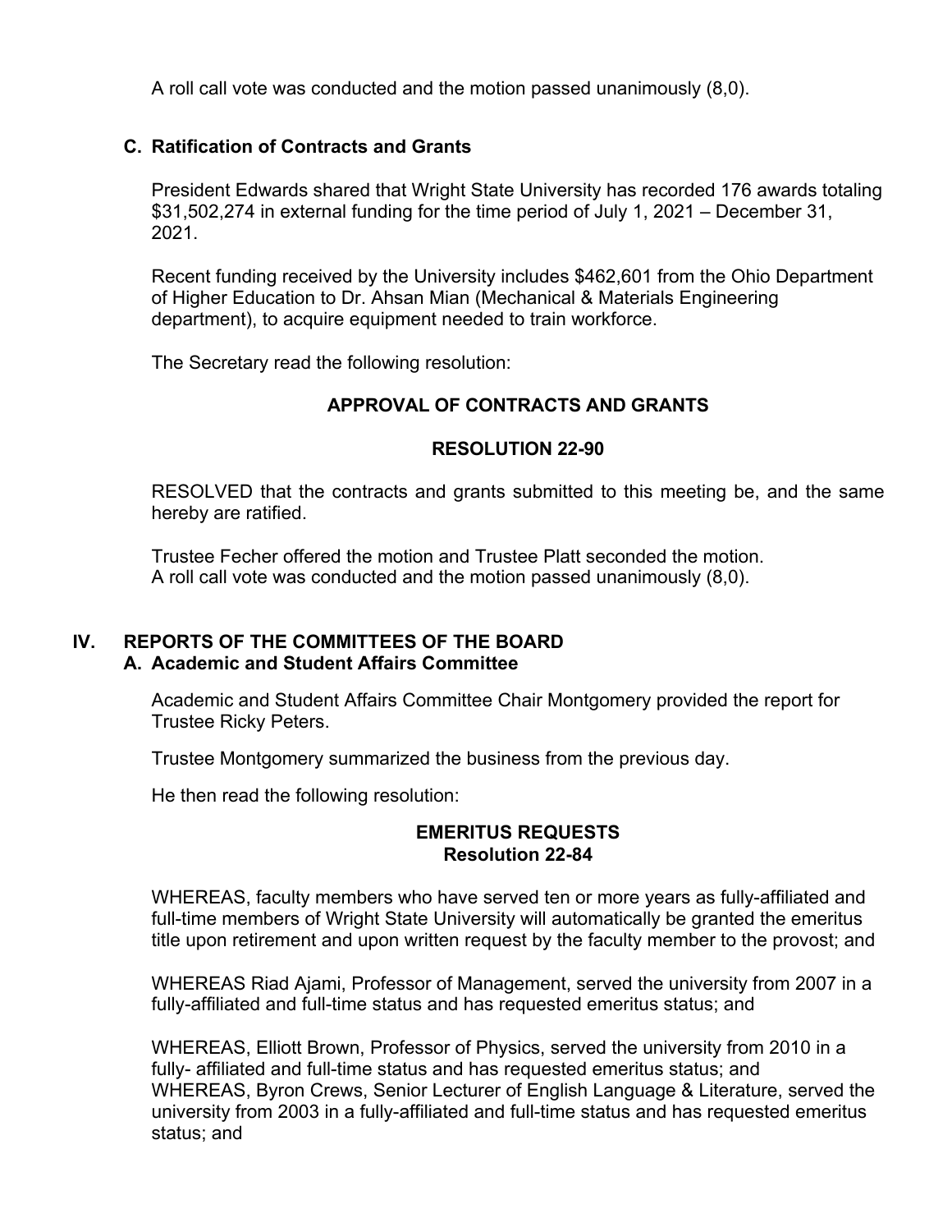A roll call vote was conducted and the motion passed unanimously (8,0).

### C. Ratification of Contracts and Grants

President Edwards shared that Wright State University has recorded 176 awards totaling $31,502,274 in external funding for the time period of July 1, 2021 – December 31, 2021.

Recent funding received by the University includes $462,601 from the Ohio Department of Higher Education to Dr. Ahsan Mian (Mechanical & Materials Engineering department), to acquire equipment needed to train workforce.

The Secretary read the following resolution:

**APPROVAL OF CONTRACTS AND GRANTS**

**RESOLUTION 22-90**

RESOLVED that the contracts and grants submitted to this meeting be, and the same hereby are ratified.

Trustee Fecher offered the motion and Trustee Platt seconded the motion.
A roll call vote was conducted and the motion passed unanimously (8,0).

## IV. REPORTS OF THE COMMITTEES OF THE BOARD

### A. Academic and Student Affairs Committee

Academic and Student Affairs Committee Chair Montgomery provided the report for Trustee Ricky Peters.

Trustee Montgomery summarized the business from the previous day.

He then read the following resolution:

**EMERITUS REQUESTS**
**Resolution 22-84**

WHEREAS, faculty members who have served ten or more years as fully-affiliated and full-time members of Wright State University will automatically be granted the emeritus title upon retirement and upon written request by the faculty member to the provost; and

WHEREAS Riad Ajami, Professor of Management, served the university from 2007 in a fully-affiliated and full-time status and has requested emeritus status; and

WHEREAS, Elliott Brown, Professor of Physics, served the university from 2010 in a fully- affiliated and full-time status and has requested emeritus status; and
WHEREAS, Byron Crews, Senior Lecturer of English Language & Literature, served the university from 2003 in a fully-affiliated and full-time status and has requested emeritus status; and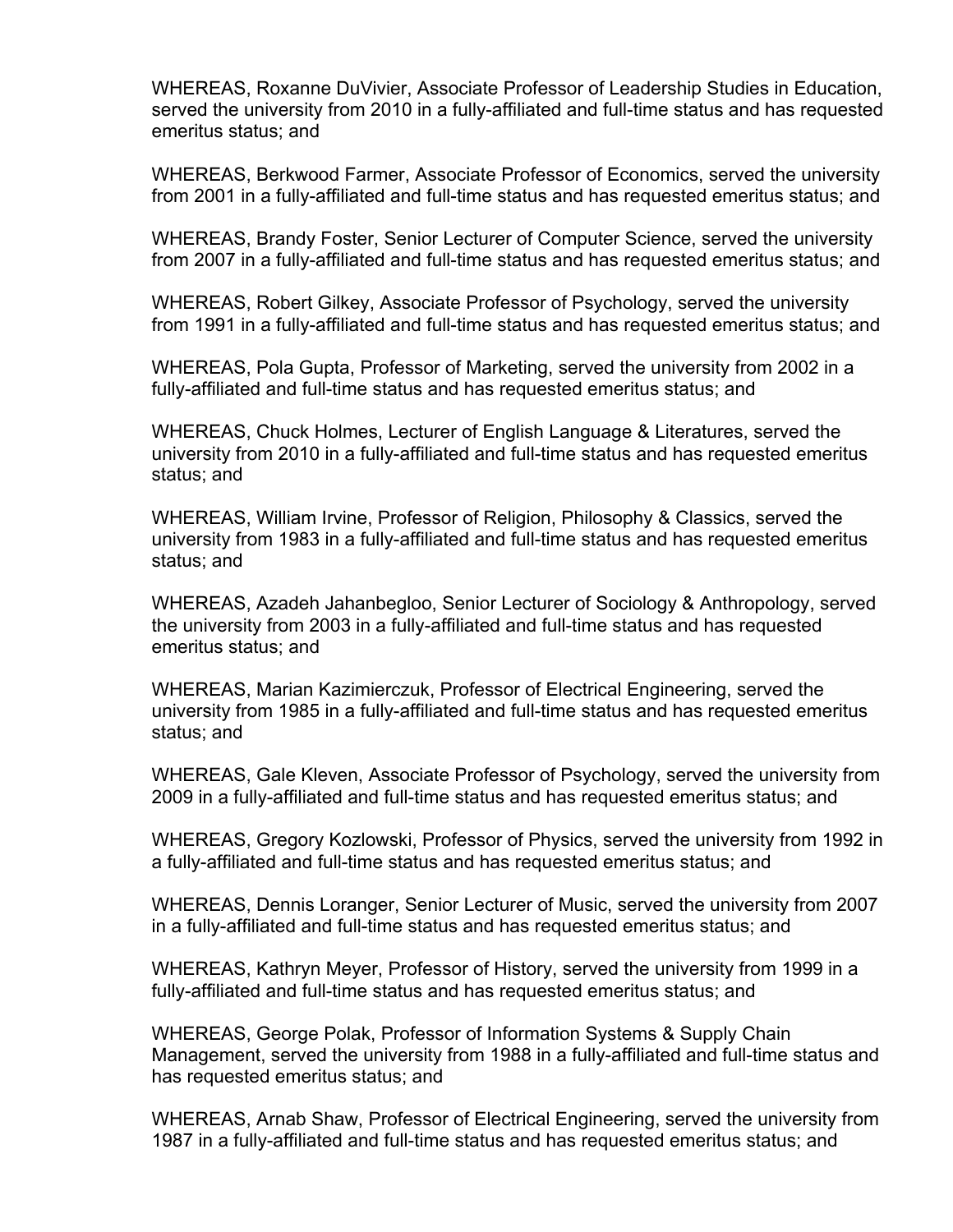WHEREAS, Roxanne DuVivier, Associate Professor of Leadership Studies in Education, served the university from 2010 in a fully-affiliated and full-time status and has requested emeritus status; and

WHEREAS, Berkwood Farmer, Associate Professor of Economics, served the university from 2001 in a fully-affiliated and full-time status and has requested emeritus status; and

WHEREAS, Brandy Foster, Senior Lecturer of Computer Science, served the university from 2007 in a fully-affiliated and full-time status and has requested emeritus status; and

WHEREAS, Robert Gilkey, Associate Professor of Psychology, served the university from 1991 in a fully-affiliated and full-time status and has requested emeritus status; and

WHEREAS, Pola Gupta, Professor of Marketing, served the university from 2002 in a fully-affiliated and full-time status and has requested emeritus status; and

WHEREAS, Chuck Holmes, Lecturer of English Language & Literatures, served the university from 2010 in a fully-affiliated and full-time status and has requested emeritus status; and

WHEREAS, William Irvine, Professor of Religion, Philosophy & Classics, served the university from 1983 in a fully-affiliated and full-time status and has requested emeritus status; and

WHEREAS, Azadeh Jahanbegloo, Senior Lecturer of Sociology & Anthropology, served the university from 2003 in a fully-affiliated and full-time status and has requested emeritus status; and

WHEREAS, Marian Kazimierczuk, Professor of Electrical Engineering, served the university from 1985 in a fully-affiliated and full-time status and has requested emeritus status; and

WHEREAS, Gale Kleven, Associate Professor of Psychology, served the university from 2009 in a fully-affiliated and full-time status and has requested emeritus status; and

WHEREAS, Gregory Kozlowski, Professor of Physics, served the university from 1992 in a fully-affiliated and full-time status and has requested emeritus status; and

WHEREAS, Dennis Loranger, Senior Lecturer of Music, served the university from 2007 in a fully-affiliated and full-time status and has requested emeritus status; and

WHEREAS, Kathryn Meyer, Professor of History, served the university from 1999 in a fully-affiliated and full-time status and has requested emeritus status; and

WHEREAS, George Polak, Professor of Information Systems & Supply Chain Management, served the university from 1988 in a fully-affiliated and full-time status and has requested emeritus status; and

WHEREAS, Arnab Shaw, Professor of Electrical Engineering, served the university from 1987 in a fully-affiliated and full-time status and has requested emeritus status; and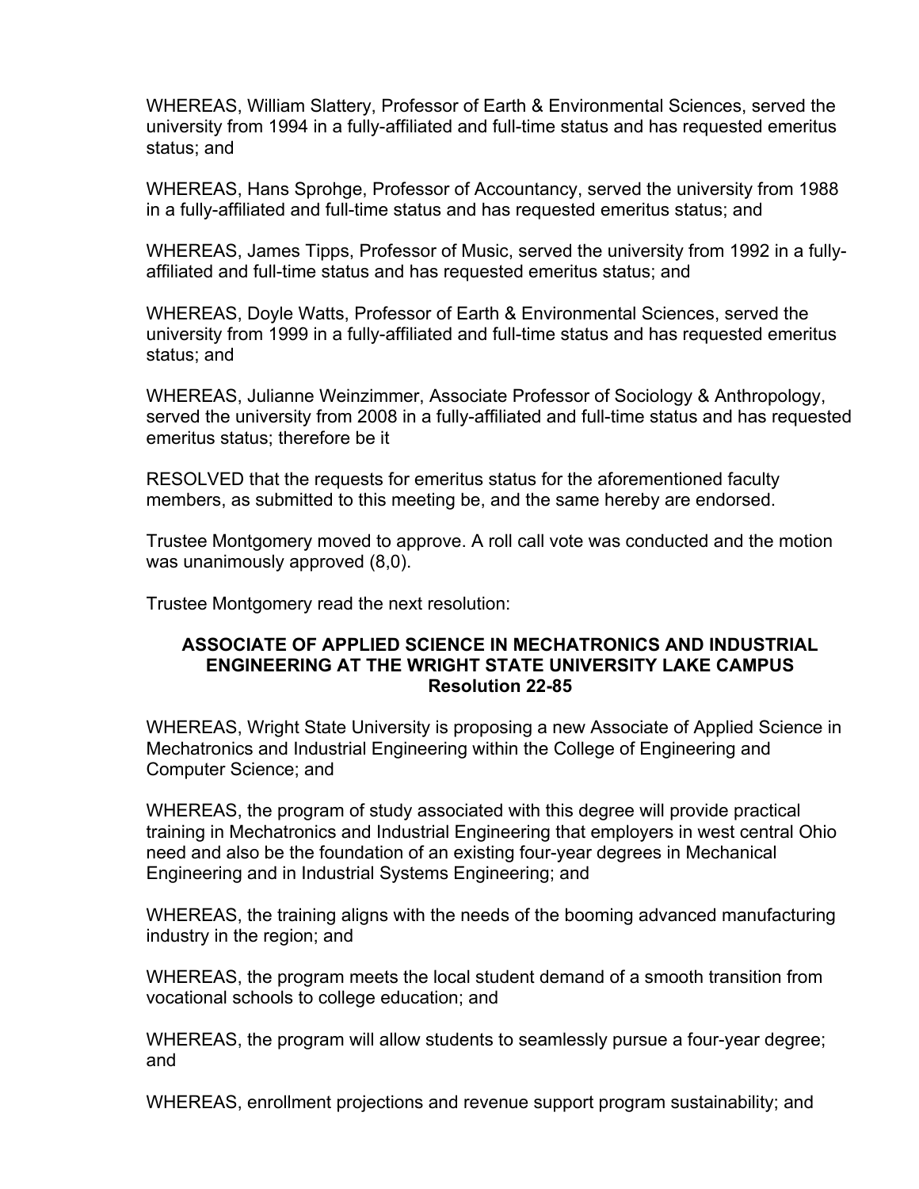WHEREAS, William Slattery, Professor of Earth & Environmental Sciences, served the university from 1994 in a fully-affiliated and full-time status and has requested emeritus status; and

WHEREAS, Hans Sprohge, Professor of Accountancy, served the university from 1988 in a fully-affiliated and full-time status and has requested emeritus status; and

WHEREAS, James Tipps, Professor of Music, served the university from 1992 in a fully-affiliated and full-time status and has requested emeritus status; and

WHEREAS, Doyle Watts, Professor of Earth & Environmental Sciences, served the university from 1999 in a fully-affiliated and full-time status and has requested emeritus status; and

WHEREAS, Julianne Weinzimmer, Associate Professor of Sociology & Anthropology, served the university from 2008 in a fully-affiliated and full-time status and has requested emeritus status; therefore be it

RESOLVED that the requests for emeritus status for the aforementioned faculty members, as submitted to this meeting be, and the same hereby are endorsed.

Trustee Montgomery moved to approve. A roll call vote was conducted and the motion was unanimously approved (8,0).

Trustee Montgomery read the next resolution:

**ASSOCIATE OF APPLIED SCIENCE IN MECHATRONICS AND INDUSTRIAL ENGINEERING AT THE WRIGHT STATE UNIVERSITY LAKE CAMPUS**
**Resolution 22-85**

WHEREAS, Wright State University is proposing a new Associate of Applied Science in Mechatronics and Industrial Engineering within the College of Engineering and Computer Science; and

WHEREAS, the program of study associated with this degree will provide practical training in Mechatronics and Industrial Engineering that employers in west central Ohio need and also be the foundation of an existing four-year degrees in Mechanical Engineering and in Industrial Systems Engineering; and

WHEREAS, the training aligns with the needs of the booming advanced manufacturing industry in the region; and

WHEREAS, the program meets the local student demand of a smooth transition from vocational schools to college education; and

WHEREAS, the program will allow students to seamlessly pursue a four-year degree; and

WHEREAS, enrollment projections and revenue support program sustainability; and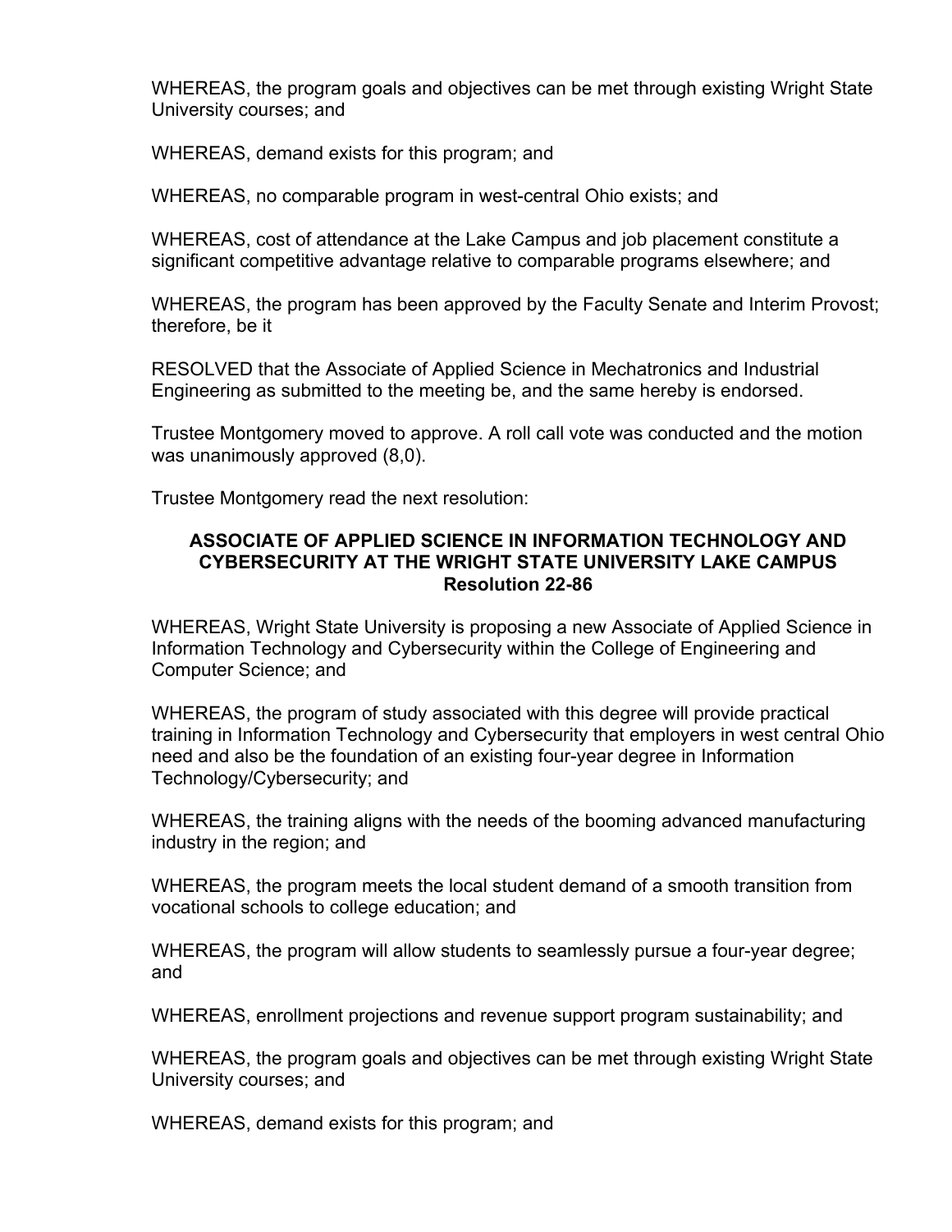WHEREAS, the program goals and objectives can be met through existing Wright State University courses; and

WHEREAS, demand exists for this program; and

WHEREAS, no comparable program in west-central Ohio exists; and

WHEREAS, cost of attendance at the Lake Campus and job placement constitute a significant competitive advantage relative to comparable programs elsewhere; and

WHEREAS, the program has been approved by the Faculty Senate and Interim Provost; therefore, be it

RESOLVED that the Associate of Applied Science in Mechatronics and Industrial Engineering as submitted to the meeting be, and the same hereby is endorsed.

Trustee Montgomery moved to approve. A roll call vote was conducted and the motion was unanimously approved (8,0).

Trustee Montgomery read the next resolution:

**ASSOCIATE OF APPLIED SCIENCE IN INFORMATION TECHNOLOGY AND CYBERSECURITY AT THE WRIGHT STATE UNIVERSITY LAKE CAMPUS**
**Resolution 22-86**

WHEREAS, Wright State University is proposing a new Associate of Applied Science in Information Technology and Cybersecurity within the College of Engineering and Computer Science; and

WHEREAS, the program of study associated with this degree will provide practical training in Information Technology and Cybersecurity that employers in west central Ohio need and also be the foundation of an existing four-year degree in Information Technology/Cybersecurity; and

WHEREAS, the training aligns with the needs of the booming advanced manufacturing industry in the region; and

WHEREAS, the program meets the local student demand of a smooth transition from vocational schools to college education; and

WHEREAS, the program will allow students to seamlessly pursue a four-year degree; and

WHEREAS, enrollment projections and revenue support program sustainability; and

WHEREAS, the program goals and objectives can be met through existing Wright State University courses; and

WHEREAS, demand exists for this program; and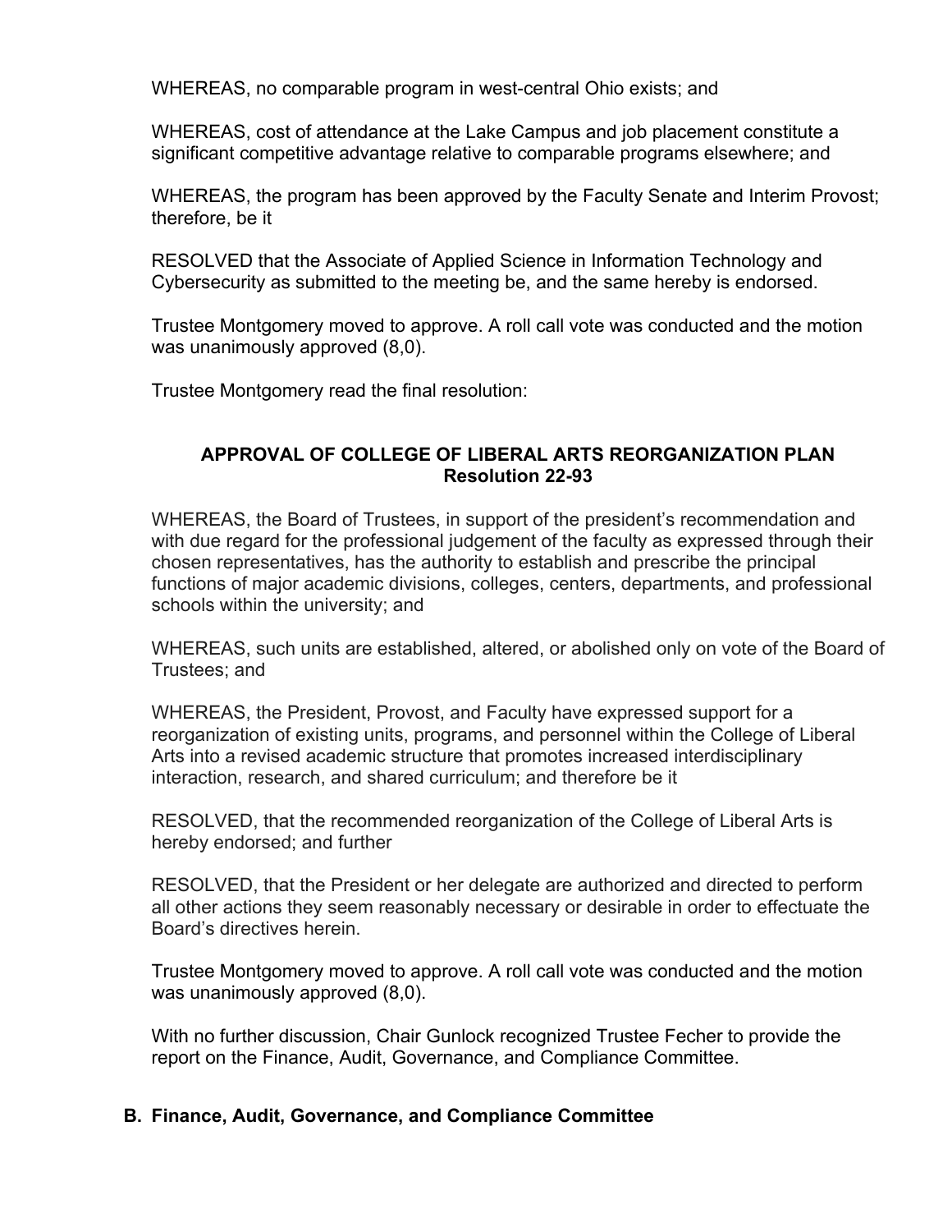WHEREAS, no comparable program in west-central Ohio exists; and

WHEREAS, cost of attendance at the Lake Campus and job placement constitute a significant competitive advantage relative to comparable programs elsewhere; and

WHEREAS, the program has been approved by the Faculty Senate and Interim Provost; therefore, be it

RESOLVED that the Associate of Applied Science in Information Technology and Cybersecurity as submitted to the meeting be, and the same hereby is endorsed.

Trustee Montgomery moved to approve. A roll call vote was conducted and the motion was unanimously approved (8,0).

Trustee Montgomery read the final resolution:

**APPROVAL OF COLLEGE OF LIBERAL ARTS REORGANIZATION PLAN**
**Resolution 22-93**

WHEREAS, the Board of Trustees, in support of the president's recommendation and with due regard for the professional judgement of the faculty as expressed through their chosen representatives, has the authority to establish and prescribe the principal functions of major academic divisions, colleges, centers, departments, and professional schools within the university; and

WHEREAS, such units are established, altered, or abolished only on vote of the Board of Trustees; and

WHEREAS, the President, Provost, and Faculty have expressed support for a reorganization of existing units, programs, and personnel within the College of Liberal Arts into a revised academic structure that promotes increased interdisciplinary interaction, research, and shared curriculum; and therefore be it

RESOLVED, that the recommended reorganization of the College of Liberal Arts is hereby endorsed; and further

RESOLVED, that the President or her delegate are authorized and directed to perform all other actions they seem reasonably necessary or desirable in order to effectuate the Board's directives herein.

Trustee Montgomery moved to approve. A roll call vote was conducted and the motion was unanimously approved (8,0).

With no further discussion, Chair Gunlock recognized Trustee Fecher to provide the report on the Finance, Audit, Governance, and Compliance Committee.

### B. Finance, Audit, Governance, and Compliance Committee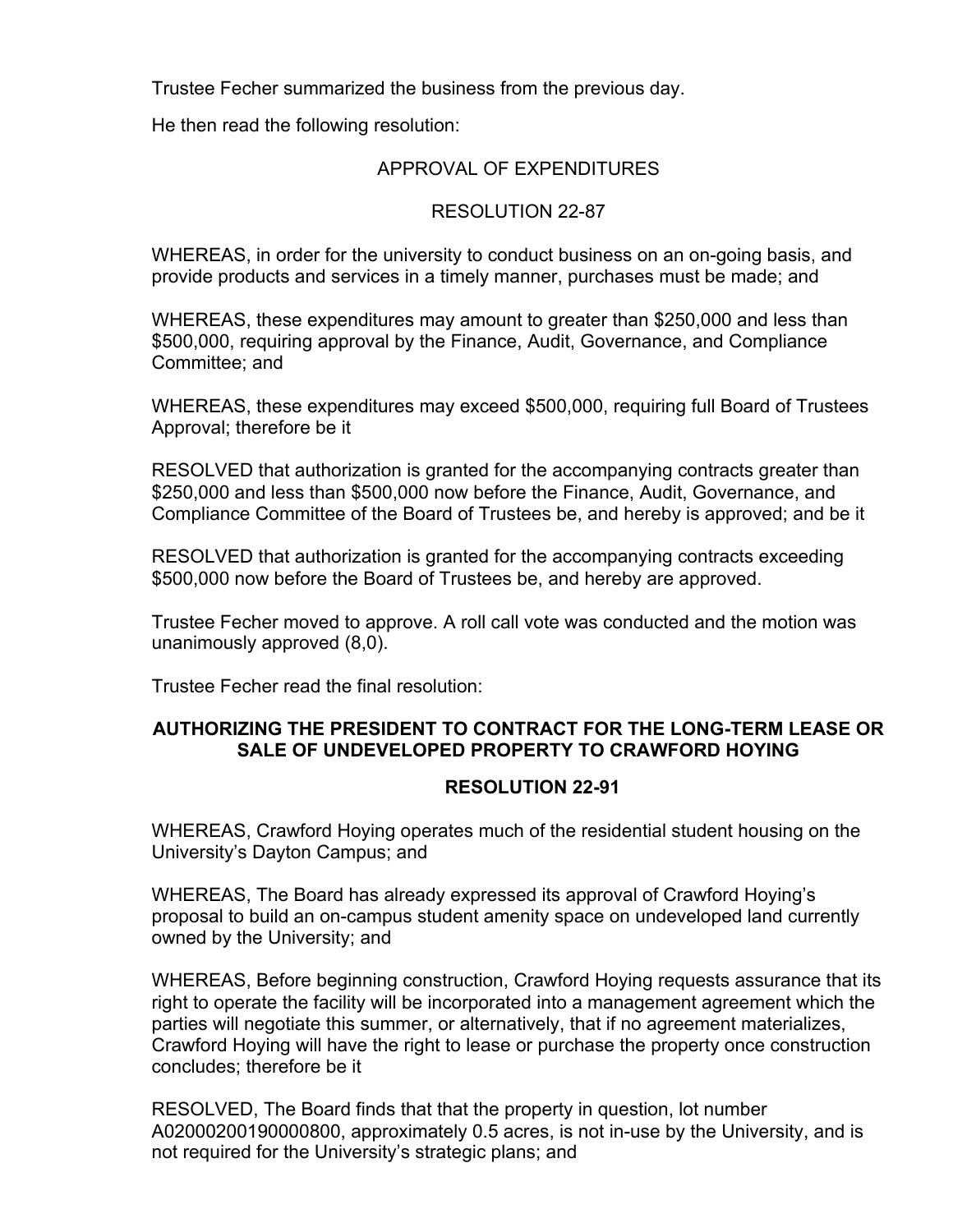Trustee Fecher summarized the business from the previous day.

He then read the following resolution:

APPROVAL OF EXPENDITURES

RESOLUTION 22-87

WHEREAS, in order for the university to conduct business on an on-going basis, and provide products and services in a timely manner, purchases must be made; and

WHEREAS, these expenditures may amount to greater than $250,000 and less than $500,000, requiring approval by the Finance, Audit, Governance, and Compliance Committee; and

WHEREAS, these expenditures may exceed $500,000, requiring full Board of Trustees Approval; therefore be it

RESOLVED that authorization is granted for the accompanying contracts greater than $250,000 and less than $500,000 now before the Finance, Audit, Governance, and Compliance Committee of the Board of Trustees be, and hereby is approved; and be it

RESOLVED that authorization is granted for the accompanying contracts exceeding $500,000 now before the Board of Trustees be, and hereby are approved.

Trustee Fecher moved to approve. A roll call vote was conducted and the motion was unanimously approved (8,0).

Trustee Fecher read the final resolution:

**AUTHORIZING THE PRESIDENT TO CONTRACT FOR THE LONG-TERM LEASE OR SALE OF UNDEVELOPED PROPERTY TO CRAWFORD HOYING**

**RESOLUTION 22-91**

WHEREAS, Crawford Hoying operates much of the residential student housing on the University's Dayton Campus; and

WHEREAS, The Board has already expressed its approval of Crawford Hoying's proposal to build an on-campus student amenity space on undeveloped land currently owned by the University; and

WHEREAS, Before beginning construction, Crawford Hoying requests assurance that its right to operate the facility will be incorporated into a management agreement which the parties will negotiate this summer, or alternatively, that if no agreement materializes, Crawford Hoying will have the right to lease or purchase the property once construction concludes; therefore be it

RESOLVED, The Board finds that that the property in question, lot number A02000200190000800, approximately 0.5 acres, is not in-use by the University, and is not required for the University's strategic plans; and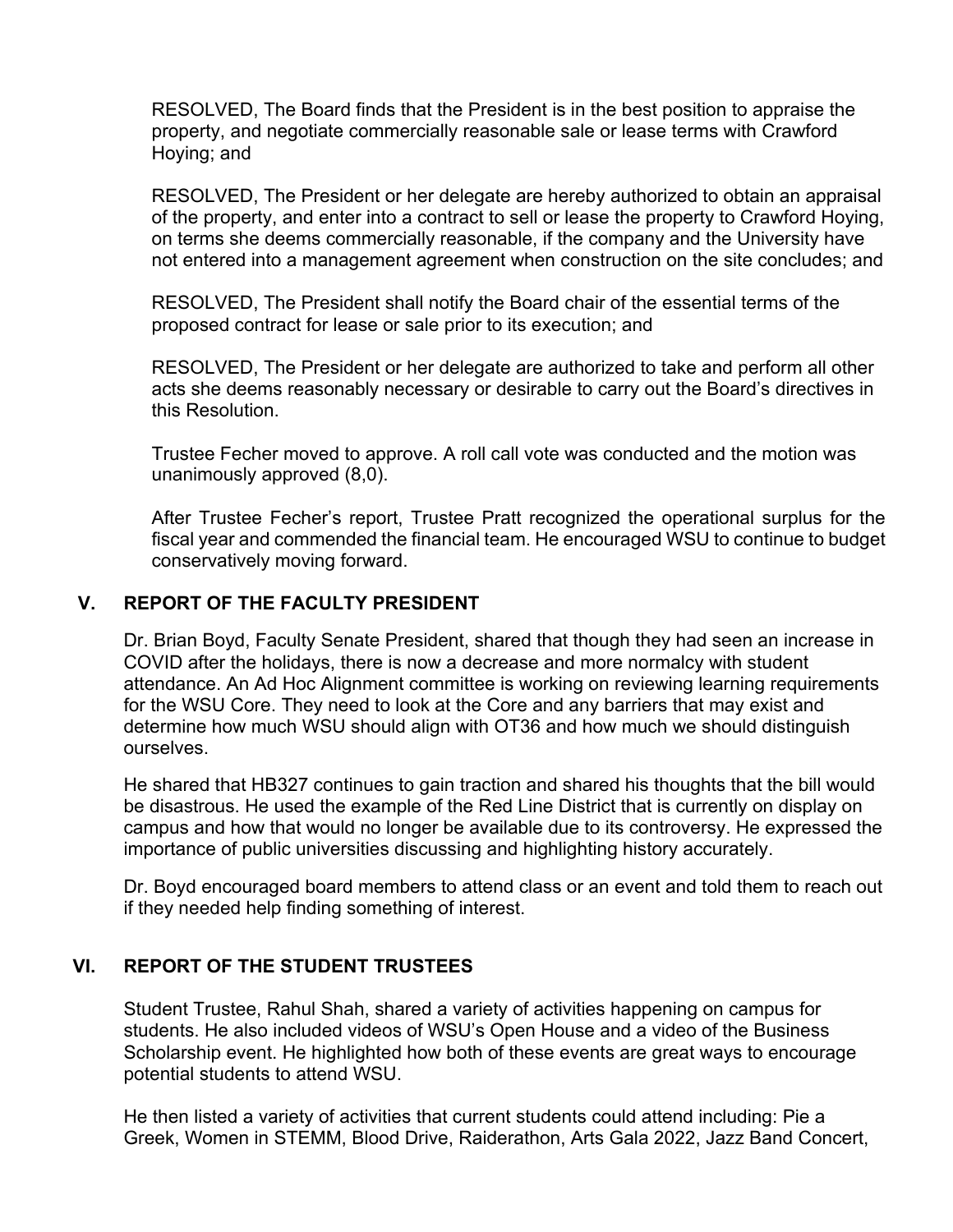RESOLVED, The Board finds that the President is in the best position to appraise the property, and negotiate commercially reasonable sale or lease terms with Crawford Hoying; and

RESOLVED, The President or her delegate are hereby authorized to obtain an appraisal of the property, and enter into a contract to sell or lease the property to Crawford Hoying, on terms she deems commercially reasonable, if the company and the University have not entered into a management agreement when construction on the site concludes; and

RESOLVED, The President shall notify the Board chair of the essential terms of the proposed contract for lease or sale prior to its execution; and

RESOLVED, The President or her delegate are authorized to take and perform all other acts she deems reasonably necessary or desirable to carry out the Board's directives in this Resolution.

Trustee Fecher moved to approve. A roll call vote was conducted and the motion was unanimously approved (8,0).

After Trustee Fecher's report, Trustee Pratt recognized the operational surplus for the fiscal year and commended the financial team. He encouraged WSU to continue to budget conservatively moving forward.

## V. REPORT OF THE FACULTY PRESIDENT

Dr. Brian Boyd, Faculty Senate President, shared that though they had seen an increase in COVID after the holidays, there is now a decrease and more normalcy with student attendance. An Ad Hoc Alignment committee is working on reviewing learning requirements for the WSU Core. They need to look at the Core and any barriers that may exist and determine how much WSU should align with OT36 and how much we should distinguish ourselves.

He shared that HB327 continues to gain traction and shared his thoughts that the bill would be disastrous. He used the example of the Red Line District that is currently on display on campus and how that would no longer be available due to its controversy. He expressed the importance of public universities discussing and highlighting history accurately.

Dr. Boyd encouraged board members to attend class or an event and told them to reach out if they needed help finding something of interest.

## VI. REPORT OF THE STUDENT TRUSTEES

Student Trustee, Rahul Shah, shared a variety of activities happening on campus for students. He also included videos of WSU's Open House and a video of the Business Scholarship event. He highlighted how both of these events are great ways to encourage potential students to attend WSU.

He then listed a variety of activities that current students could attend including: Pie a Greek, Women in STEMM, Blood Drive, Raiderathon, Arts Gala 2022, Jazz Band Concert,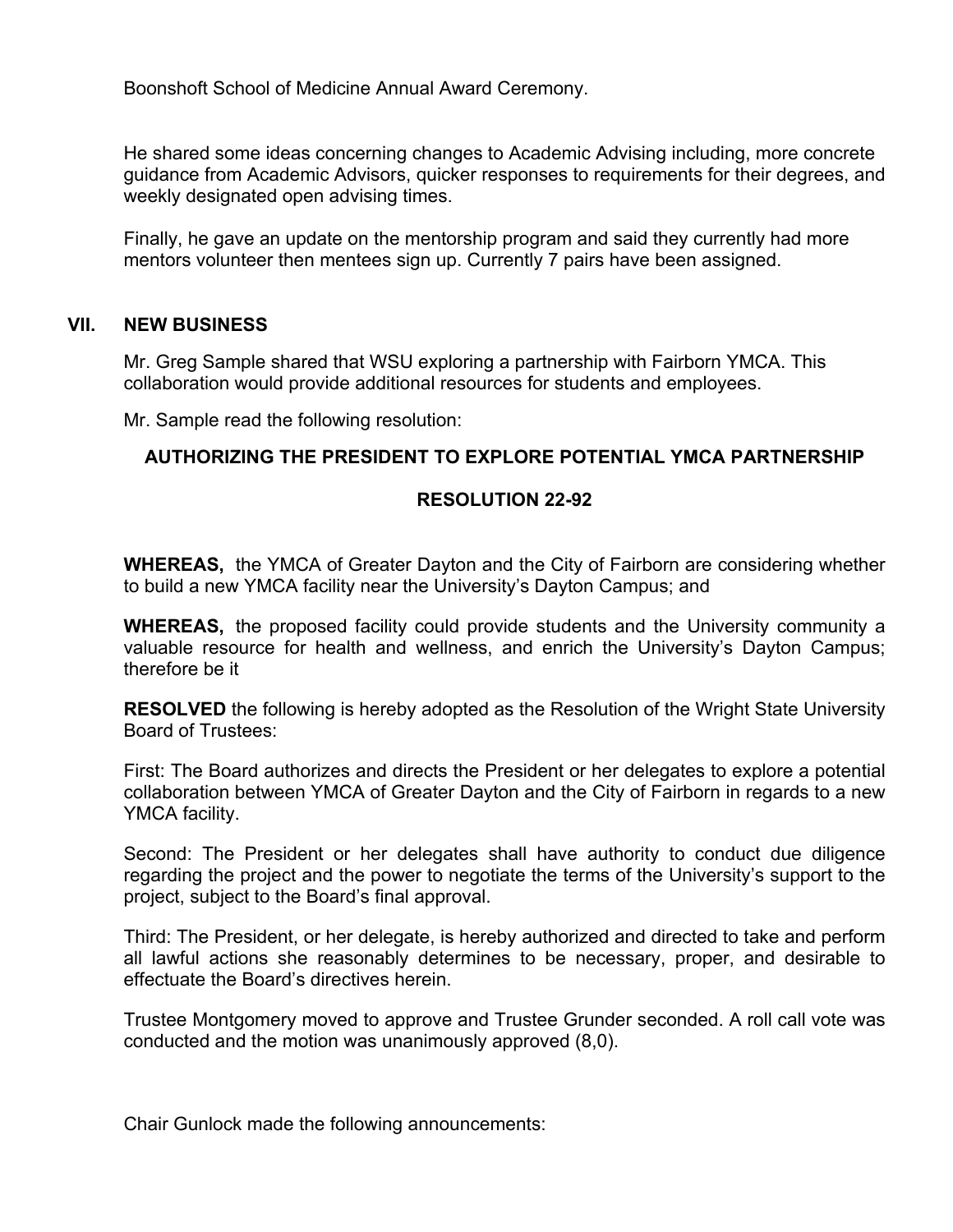Boonshoft School of Medicine Annual Award Ceremony.

He shared some ideas concerning changes to Academic Advising including, more concrete guidance from Academic Advisors, quicker responses to requirements for their degrees, and weekly designated open advising times.

Finally, he gave an update on the mentorship program and said they currently had more mentors volunteer then mentees sign up. Currently 7 pairs have been assigned.

## VII. NEW BUSINESS

Mr. Greg Sample shared that WSU exploring a partnership with Fairborn YMCA. This collaboration would provide additional resources for students and employees.

Mr. Sample read the following resolution:

**AUTHORIZING THE PRESIDENT TO EXPLORE POTENTIAL YMCA PARTNERSHIP**

**RESOLUTION 22-92**

**WHEREAS,** the YMCA of Greater Dayton and the City of Fairborn are considering whether to build a new YMCA facility near the University's Dayton Campus; and

**WHEREAS,** the proposed facility could provide students and the University community a valuable resource for health and wellness, and enrich the University's Dayton Campus; therefore be it

**RESOLVED** the following is hereby adopted as the Resolution of the Wright State University Board of Trustees:

First: The Board authorizes and directs the President or her delegates to explore a potential collaboration between YMCA of Greater Dayton and the City of Fairborn in regards to a new YMCA facility.

Second: The President or her delegates shall have authority to conduct due diligence regarding the project and the power to negotiate the terms of the University's support to the project, subject to the Board's final approval.

Third: The President, or her delegate, is hereby authorized and directed to take and perform all lawful actions she reasonably determines to be necessary, proper, and desirable to effectuate the Board's directives herein.

Trustee Montgomery moved to approve and Trustee Grunder seconded. A roll call vote was conducted and the motion was unanimously approved (8,0).

Chair Gunlock made the following announcements: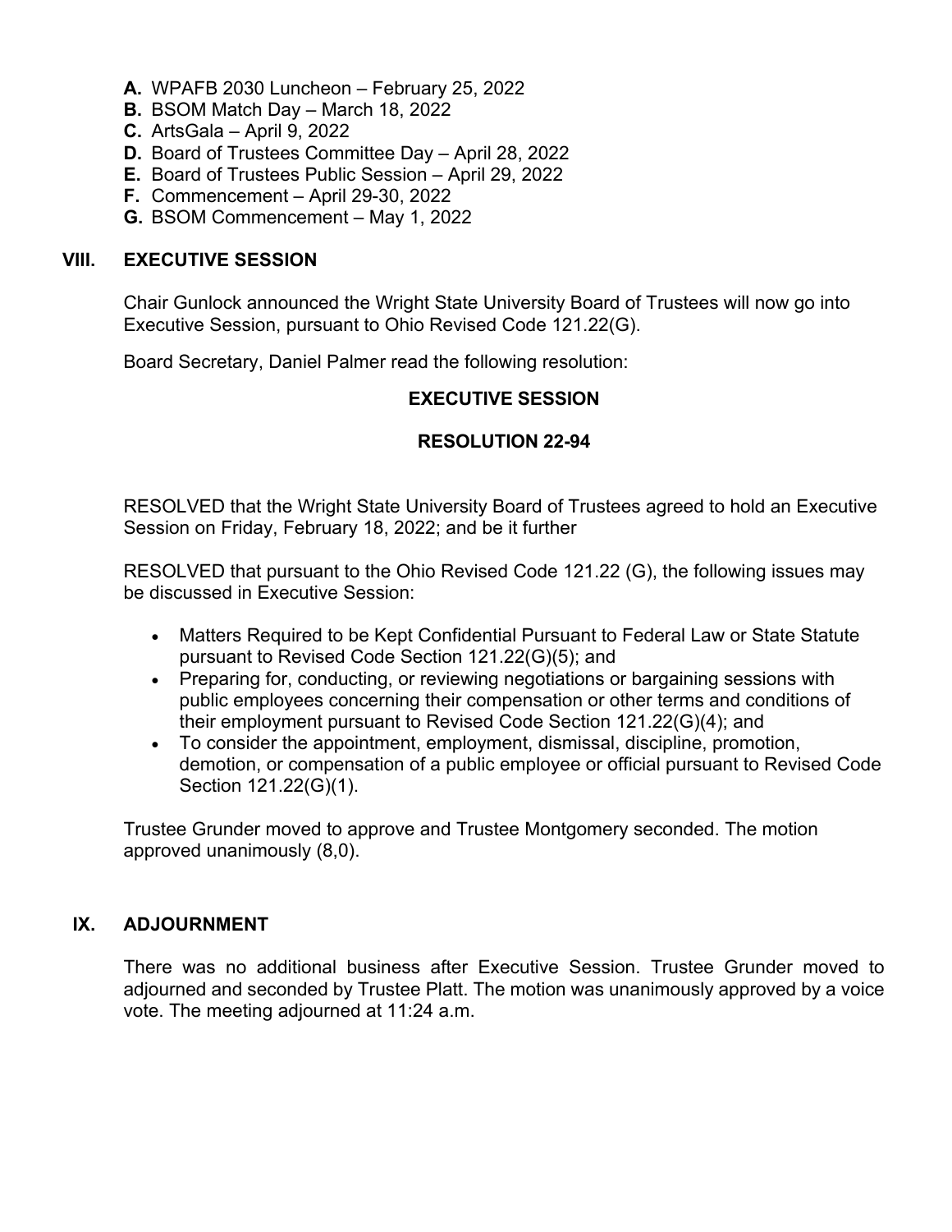**A.** WPAFB 2030 Luncheon – February 25, 2022
**B.** BSOM Match Day – March 18, 2022
**C.** ArtsGala – April 9, 2022
**D.** Board of Trustees Committee Day – April 28, 2022
**E.** Board of Trustees Public Session – April 29, 2022
**F.** Commencement – April 29-30, 2022
**G.** BSOM Commencement – May 1, 2022

## VIII. EXECUTIVE SESSION

Chair Gunlock announced the Wright State University Board of Trustees will now go into Executive Session, pursuant to Ohio Revised Code 121.22(G).

Board Secretary, Daniel Palmer read the following resolution:

**EXECUTIVE SESSION**

**RESOLUTION 22-94**

RESOLVED that the Wright State University Board of Trustees agreed to hold an Executive Session on Friday, February 18, 2022; and be it further

RESOLVED that pursuant to the Ohio Revised Code 121.22 (G), the following issues may be discussed in Executive Session:

- Matters Required to be Kept Confidential Pursuant to Federal Law or State Statute pursuant to Revised Code Section 121.22(G)(5); and
- Preparing for, conducting, or reviewing negotiations or bargaining sessions with public employees concerning their compensation or other terms and conditions of their employment pursuant to Revised Code Section 121.22(G)(4); and
- To consider the appointment, employment, dismissal, discipline, promotion, demotion, or compensation of a public employee or official pursuant to Revised Code Section 121.22(G)(1).

Trustee Grunder moved to approve and Trustee Montgomery seconded. The motion approved unanimously (8,0).

## IX. ADJOURNMENT

There was no additional business after Executive Session. Trustee Grunder moved to adjourned and seconded by Trustee Platt. The motion was unanimously approved by a voice vote. The meeting adjourned at 11:24 a.m.